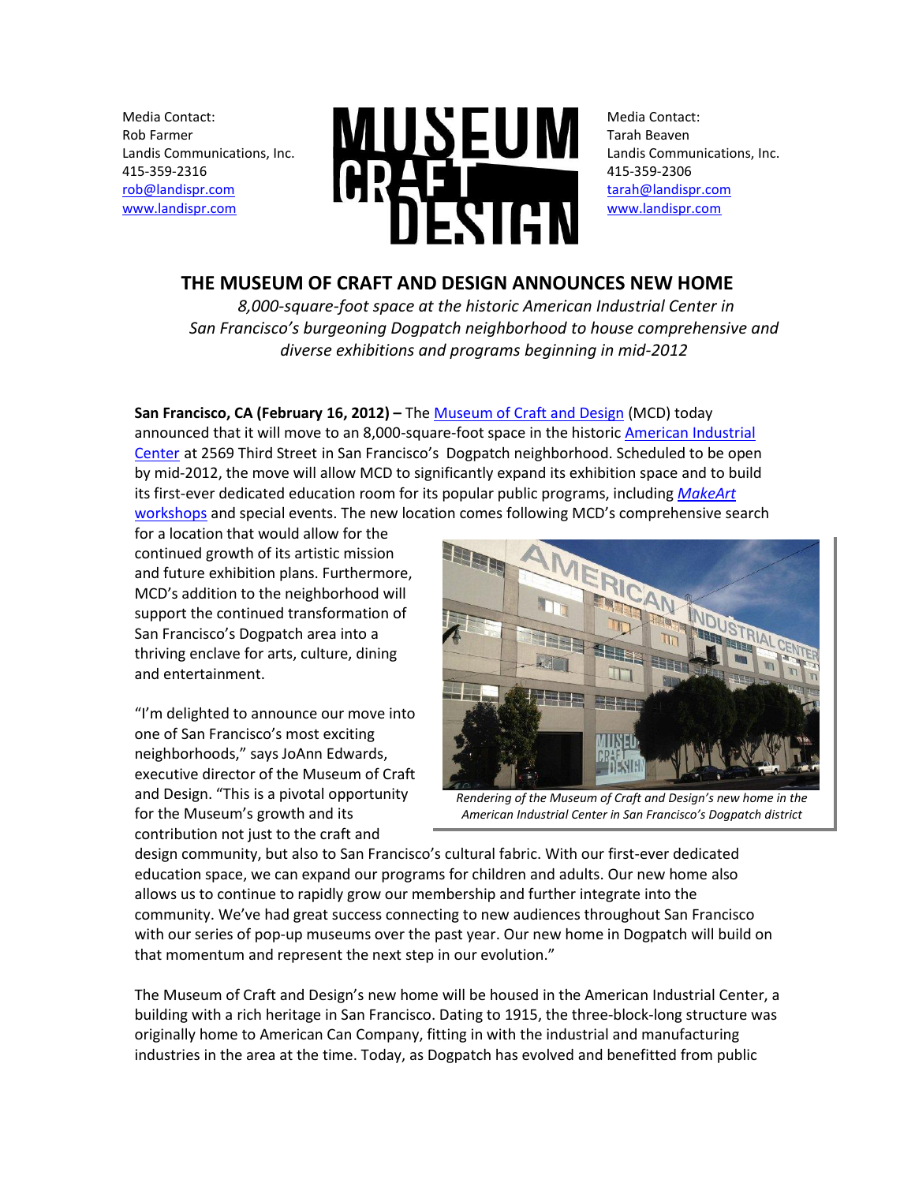Media Contact:
Rob Farmer
Landis Communications, Inc.
415-359-2316
rob@landispr.com
www.landispr.com

Media Contact:
Tarah Beaven
Landis Communications, Inc.
415-359-2306
tarah@landispr.com
www.landispr.com

# THE MUSEUM OF CRAFT AND DESIGN ANNOUNCES NEW HOME

*8,000-square-foot space at the historic American Industrial Center in San Francisco's burgeoning Dogpatch neighborhood to house comprehensive and diverse exhibitions and programs beginning in mid-2012*

**San Francisco, CA (February 16, 2012) –** The Museum of Craft and Design (MCD) today announced that it will move to an 8,000-square-foot space in the historic American Industrial Center at 2569 Third Street in San Francisco's Dogpatch neighborhood. Scheduled to be open by mid-2012, the move will allow MCD to significantly expand its exhibition space and to build its first-ever dedicated education room for its popular public programs, including *MakeArt* workshops and special events. The new location comes following MCD's comprehensive search for a location that would allow for the continued growth of its artistic mission and future exhibition plans. Furthermore, MCD's addition to the neighborhood will support the continued transformation of San Francisco's Dogpatch area into a thriving enclave for arts, culture, dining and entertainment.

*Rendering of the Museum of Craft and Design's new home in the American Industrial Center in San Francisco's Dogpatch district*

"I'm delighted to announce our move into one of San Francisco's most exciting neighborhoods," says JoAnn Edwards, executive director of the Museum of Craft and Design. "This is a pivotal opportunity for the Museum's growth and its contribution not just to the craft and design community, but also to San Francisco's cultural fabric. With our first-ever dedicated education space, we can expand our programs for children and adults. Our new home also allows us to continue to rapidly grow our membership and further integrate into the community. We've had great success connecting to new audiences throughout San Francisco with our series of pop-up museums over the past year. Our new home in Dogpatch will build on that momentum and represent the next step in our evolution."

The Museum of Craft and Design's new home will be housed in the American Industrial Center, a building with a rich heritage in San Francisco. Dating to 1915, the three-block-long structure was originally home to American Can Company, fitting in with the industrial and manufacturing industries in the area at the time. Today, as Dogpatch has evolved and benefitted from public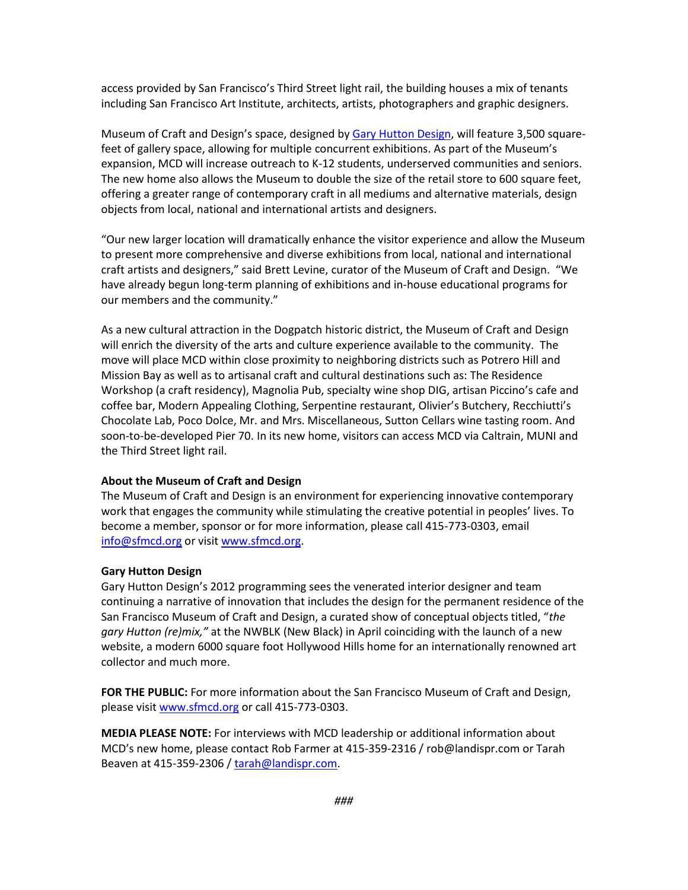access provided by San Francisco's Third Street light rail, the building houses a mix of tenants including San Francisco Art Institute, architects, artists, photographers and graphic designers.

Museum of Craft and Design's space, designed by Gary Hutton Design, will feature 3,500 square-feet of gallery space, allowing for multiple concurrent exhibitions. As part of the Museum's expansion, MCD will increase outreach to K-12 students, underserved communities and seniors. The new home also allows the Museum to double the size of the retail store to 600 square feet, offering a greater range of contemporary craft in all mediums and alternative materials, design objects from local, national and international artists and designers.

"Our new larger location will dramatically enhance the visitor experience and allow the Museum to present more comprehensive and diverse exhibitions from local, national and international craft artists and designers," said Brett Levine, curator of the Museum of Craft and Design. "We have already begun long-term planning of exhibitions and in-house educational programs for our members and the community."

As a new cultural attraction in the Dogpatch historic district, the Museum of Craft and Design will enrich the diversity of the arts and culture experience available to the community. The move will place MCD within close proximity to neighboring districts such as Potrero Hill and Mission Bay as well as to artisanal craft and cultural destinations such as: The Residence Workshop (a craft residency), Magnolia Pub, specialty wine shop DIG, artisan Piccino's cafe and coffee bar, Modern Appealing Clothing, Serpentine restaurant, Olivier's Butchery, Recchiutti's Chocolate Lab, Poco Dolce, Mr. and Mrs. Miscellaneous, Sutton Cellars wine tasting room. And soon-to-be-developed Pier 70. In its new home, visitors can access MCD via Caltrain, MUNI and the Third Street light rail.

**About the Museum of Craft and Design**
The Museum of Craft and Design is an environment for experiencing innovative contemporary work that engages the community while stimulating the creative potential in peoples' lives. To become a member, sponsor or for more information, please call 415-773-0303, email info@sfmcd.org or visit www.sfmcd.org.

**Gary Hutton Design**
Gary Hutton Design's 2012 programming sees the venerated interior designer and team continuing a narrative of innovation that includes the design for the permanent residence of the San Francisco Museum of Craft and Design, a curated show of conceptual objects titled, "*the gary Hutton (re)mix,"* at the NWBLK (New Black) in April coinciding with the launch of a new website, a modern 6000 square foot Hollywood Hills home for an internationally renowned art collector and much more.

**FOR THE PUBLIC:** For more information about the San Francisco Museum of Craft and Design, please visit www.sfmcd.org or call 415-773-0303.

**MEDIA PLEASE NOTE:** For interviews with MCD leadership or additional information about MCD's new home, please contact Rob Farmer at 415-359-2316 / rob@landispr.com or Tarah Beaven at 415-359-2306 / tarah@landispr.com.

*###*